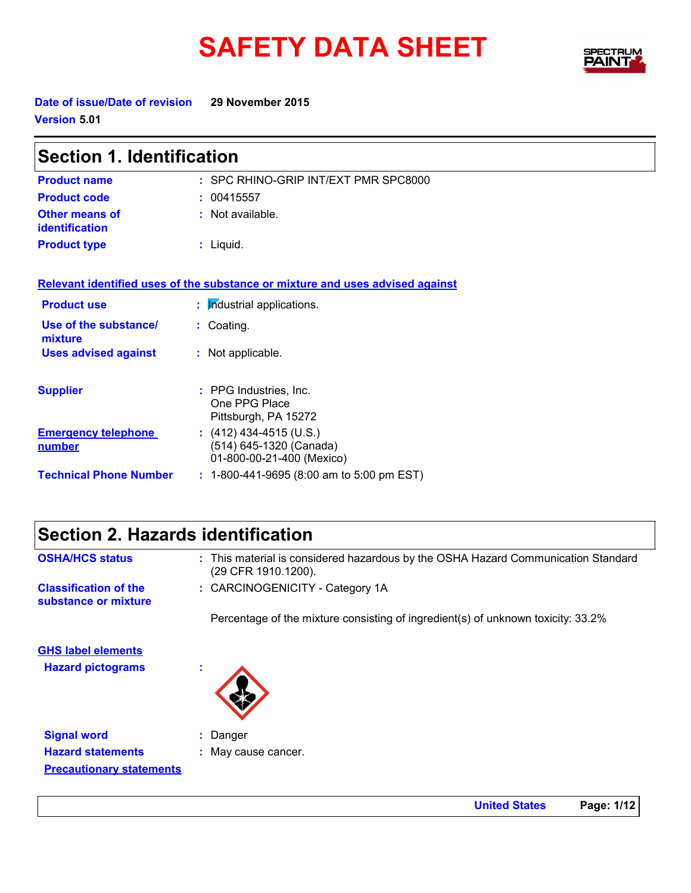# SAFETY DATA SHEET

**Date of issue/Date of revision** 29 November 2015

**Version** 5.01

## Section 1. Identification

**Product name** : SPC RHINO-GRIP INT/EXT PMR SPC8000

**Product code** : 00415557

**Other means of identification** : Not available.

**Product type** : Liquid.

### Relevant identified uses of the substance or mixture and uses advised against

**Product use** : Industrial applications.

**Use of the substance/ mixture** : Coating.

**Uses advised against** : Not applicable.

**Supplier** : PPG Industries, Inc.
One PPG Place
Pittsburgh, PA 15272

**Emergency telephone number** : (412) 434-4515 (U.S.)
(514) 645-1320 (Canada)
01-800-00-21-400 (Mexico)

**Technical Phone Number** : 1-800-441-9695 (8:00 am to 5:00 pm EST)

## Section 2. Hazards identification

**OSHA/HCS status** : This material is considered hazardous by the OSHA Hazard Communication Standard (29 CFR 1910.1200).

**Classification of the substance or mixture** : CARCINOGENICITY - Category 1A

Percentage of the mixture consisting of ingredient(s) of unknown toxicity: 33.2%

### GHS label elements

**Hazard pictograms** :

**Signal word** : Danger

**Hazard statements** : May cause cancer.

**Precautionary statements**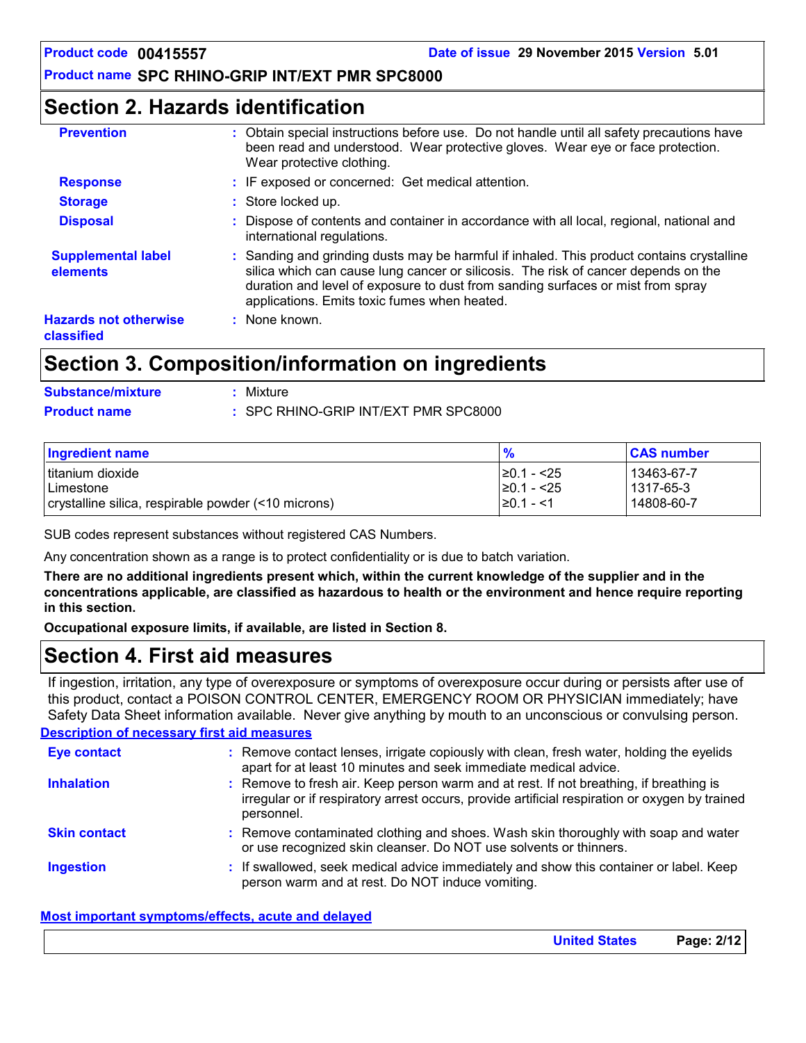## Section 2. Hazards identification

**Prevention** : Obtain special instructions before use. Do not handle until all safety precautions have been read and understood. Wear protective gloves. Wear eye or face protection. Wear protective clothing.

**Response** : IF exposed or concerned: Get medical attention.

**Storage** : Store locked up.

**Disposal** : Dispose of contents and container in accordance with all local, regional, national and international regulations.

**Supplemental label elements** : Sanding and grinding dusts may be harmful if inhaled. This product contains crystalline silica which can cause lung cancer or silicosis. The risk of cancer depends on the duration and level of exposure to dust from sanding surfaces or mist from spray applications. Emits toxic fumes when heated.

**Hazards not otherwise classified** : None known.

## Section 3. Composition/information on ingredients

**Substance/mixture** : Mixture

**Product name** : SPC RHINO-GRIP INT/EXT PMR SPC8000

| Ingredient name | % | CAS number |
|---|---|---|
| titanium dioxide | ≥0.1 - <25 | 13463-67-7 |
| Limestone | ≥0.1 - <25 | 1317-65-3 |
| crystalline silica, respirable powder (<10 microns) | ≥0.1 - <1 | 14808-60-7 |

SUB codes represent substances without registered CAS Numbers.

Any concentration shown as a range is to protect confidentiality or is due to batch variation.

**There are no additional ingredients present which, within the current knowledge of the supplier and in the concentrations applicable, are classified as hazardous to health or the environment and hence require reporting in this section.**

**Occupational exposure limits, if available, are listed in Section 8.**

## Section 4. First aid measures

If ingestion, irritation, any type of overexposure or symptoms of overexposure occur during or persists after use of this product, contact a POISON CONTROL CENTER, EMERGENCY ROOM OR PHYSICIAN immediately; have Safety Data Sheet information available. Never give anything by mouth to an unconscious or convulsing person.

### Description of necessary first aid measures

**Eye contact** : Remove contact lenses, irrigate copiously with clean, fresh water, holding the eyelids apart for at least 10 minutes and seek immediate medical advice.

**Inhalation** : Remove to fresh air. Keep person warm and at rest. If not breathing, if breathing is irregular or if respiratory arrest occurs, provide artificial respiration or oxygen by trained personnel.

**Skin contact** : Remove contaminated clothing and shoes. Wash skin thoroughly with soap and water or use recognized skin cleanser. Do NOT use solvents or thinners.

**Ingestion** : If swallowed, seek medical advice immediately and show this container or label. Keep person warm and at rest. Do NOT induce vomiting.

### Most important symptoms/effects, acute and delayed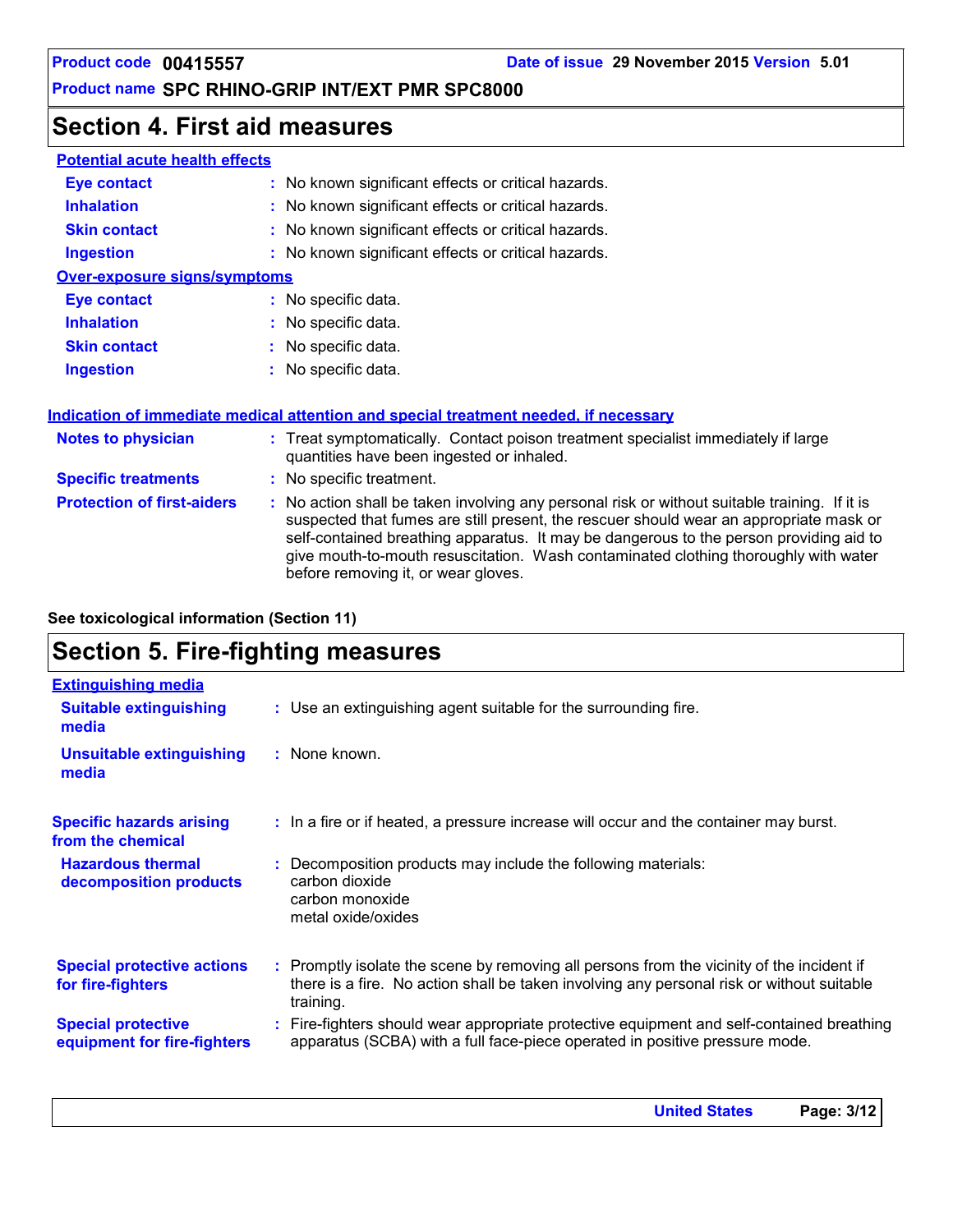## Section 4. First aid measures

**Potential acute health effects**

| | |
|---|---|
| **Eye contact** | : No known significant effects or critical hazards. |
| **Inhalation** | : No known significant effects or critical hazards. |
| **Skin contact** | : No known significant effects or critical hazards. |
| **Ingestion** | : No known significant effects or critical hazards. |

**Over-exposure signs/symptoms**

| | |
|---|---|
| **Eye contact** | : No specific data. |
| **Inhalation** | : No specific data. |
| **Skin contact** | : No specific data. |
| **Ingestion** | : No specific data. |

**Indication of immediate medical attention and special treatment needed, if necessary**

| | |
|---|---|
| **Notes to physician** | : Treat symptomatically. Contact poison treatment specialist immediately if large quantities have been ingested or inhaled. |
| **Specific treatments** | : No specific treatment. |
| **Protection of first-aiders** | : No action shall be taken involving any personal risk or without suitable training. If it is suspected that fumes are still present, the rescuer should wear an appropriate mask or self-contained breathing apparatus. It may be dangerous to the person providing aid to give mouth-to-mouth resuscitation. Wash contaminated clothing thoroughly with water before removing it, or wear gloves. |

**See toxicological information (Section 11)**

## Section 5. Fire-fighting measures

**Extinguishing media**

| | |
|---|---|
| **Suitable extinguishing media** | : Use an extinguishing agent suitable for the surrounding fire. |
| **Unsuitable extinguishing media** | : None known. |
| **Specific hazards arising from the chemical** | : In a fire or if heated, a pressure increase will occur and the container may burst. |
| **Hazardous thermal decomposition products** | : Decomposition products may include the following materials:<br>carbon dioxide<br>carbon monoxide<br>metal oxide/oxides |
| **Special protective actions for fire-fighters** | : Promptly isolate the scene by removing all persons from the vicinity of the incident if there is a fire. No action shall be taken involving any personal risk or without suitable training. |
| **Special protective equipment for fire-fighters** | : Fire-fighters should wear appropriate protective equipment and self-contained breathing apparatus (SCBA) with a full face-piece operated in positive pressure mode. |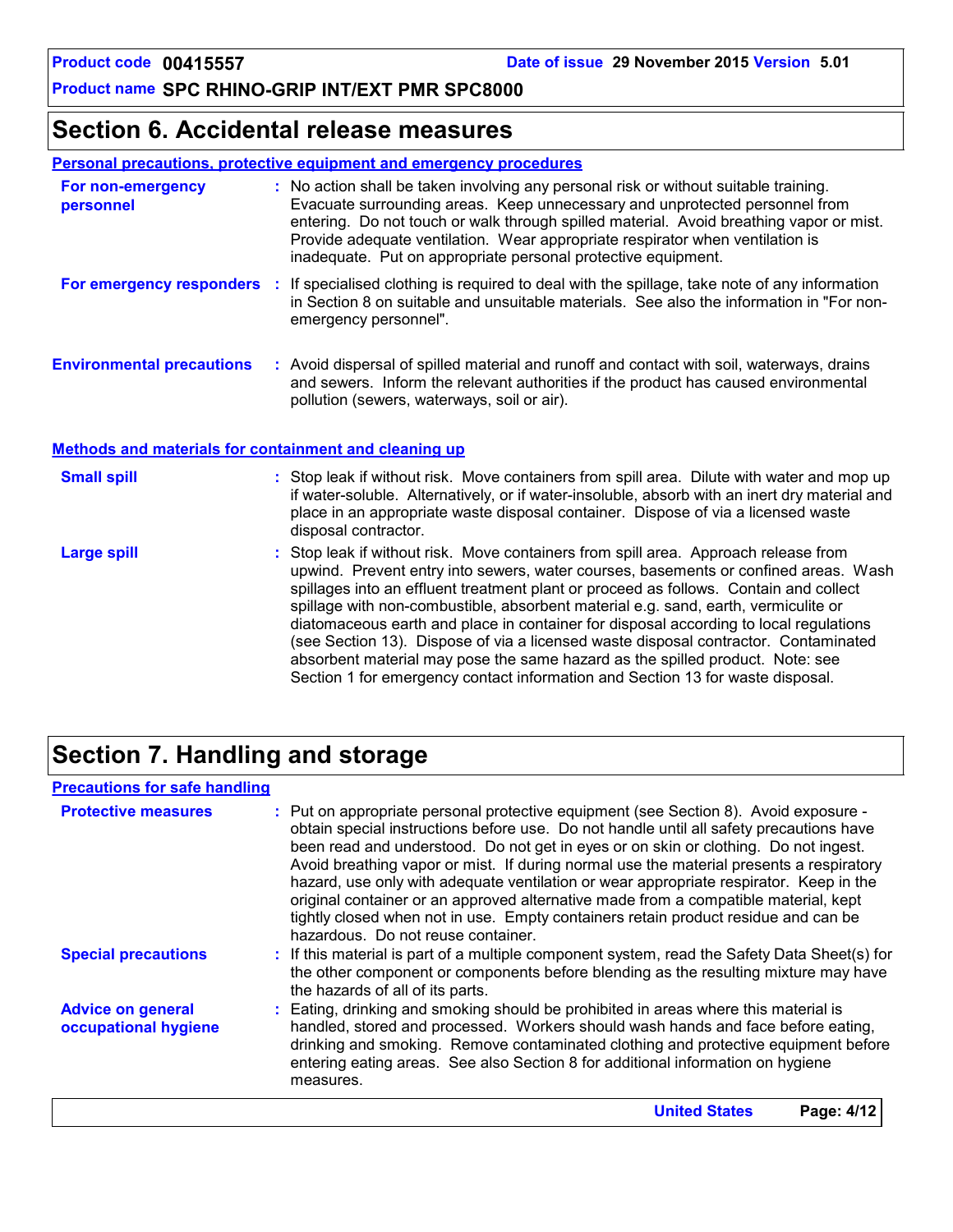## Section 6. Accidental release measures

### Personal precautions, protective equipment and emergency procedures

**For non-emergency personnel** : No action shall be taken involving any personal risk or without suitable training. Evacuate surrounding areas. Keep unnecessary and unprotected personnel from entering. Do not touch or walk through spilled material. Avoid breathing vapor or mist. Provide adequate ventilation. Wear appropriate respirator when ventilation is inadequate. Put on appropriate personal protective equipment.

**For emergency responders** : If specialised clothing is required to deal with the spillage, take note of any information in Section 8 on suitable and unsuitable materials. See also the information in "For non-emergency personnel".

**Environmental precautions** : Avoid dispersal of spilled material and runoff and contact with soil, waterways, drains and sewers. Inform the relevant authorities if the product has caused environmental pollution (sewers, waterways, soil or air).

### Methods and materials for containment and cleaning up

**Small spill** : Stop leak if without risk. Move containers from spill area. Dilute with water and mop up if water-soluble. Alternatively, or if water-insoluble, absorb with an inert dry material and place in an appropriate waste disposal container. Dispose of via a licensed waste disposal contractor.

**Large spill** : Stop leak if without risk. Move containers from spill area. Approach release from upwind. Prevent entry into sewers, water courses, basements or confined areas. Wash spillages into an effluent treatment plant or proceed as follows. Contain and collect spillage with non-combustible, absorbent material e.g. sand, earth, vermiculite or diatomaceous earth and place in container for disposal according to local regulations (see Section 13). Dispose of via a licensed waste disposal contractor. Contaminated absorbent material may pose the same hazard as the spilled product. Note: see Section 1 for emergency contact information and Section 13 for waste disposal.

## Section 7. Handling and storage

### Precautions for safe handling

**Protective measures** : Put on appropriate personal protective equipment (see Section 8). Avoid exposure - obtain special instructions before use. Do not handle until all safety precautions have been read and understood. Do not get in eyes or on skin or clothing. Do not ingest. Avoid breathing vapor or mist. If during normal use the material presents a respiratory hazard, use only with adequate ventilation or wear appropriate respirator. Keep in the original container or an approved alternative made from a compatible material, kept tightly closed when not in use. Empty containers retain product residue and can be hazardous. Do not reuse container.

**Special precautions** : If this material is part of a multiple component system, read the Safety Data Sheet(s) for the other component or components before blending as the resulting mixture may have the hazards of all of its parts.

**Advice on general occupational hygiene** : Eating, drinking and smoking should be prohibited in areas where this material is handled, stored and processed. Workers should wash hands and face before eating, drinking and smoking. Remove contaminated clothing and protective equipment before entering eating areas. See also Section 8 for additional information on hygiene measures.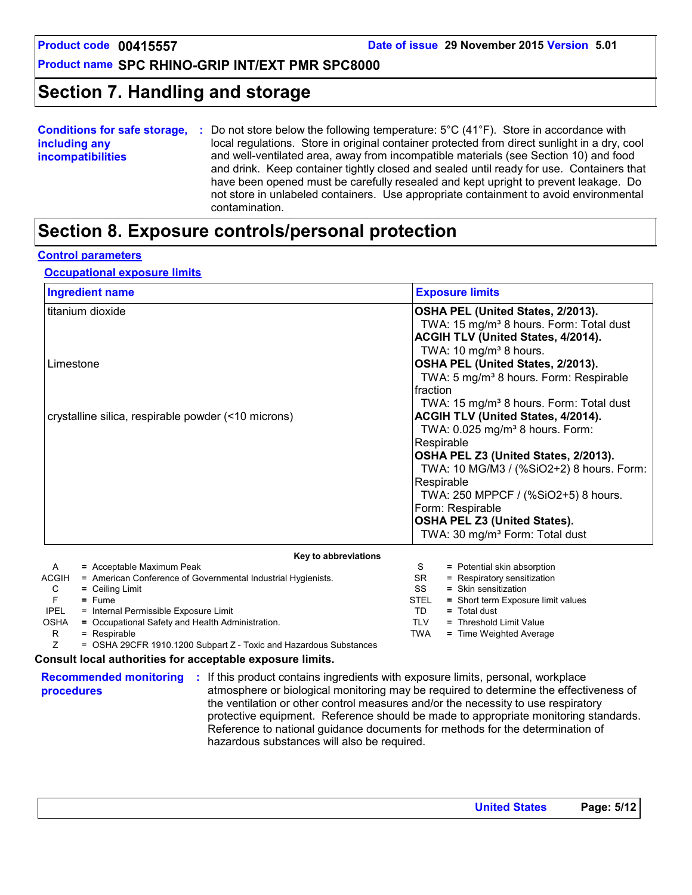## Section 7. Handling and storage

**Conditions for safe storage, including any incompatibilities** : Do not store below the following temperature: 5°C (41°F). Store in accordance with local regulations. Store in original container protected from direct sunlight in a dry, cool and well-ventilated area, away from incompatible materials (see Section 10) and food and drink. Keep container tightly closed and sealed until ready for use. Containers that have been opened must be carefully resealed and kept upright to prevent leakage. Do not store in unlabeled containers. Use appropriate containment to avoid environmental contamination.

## Section 8. Exposure controls/personal protection

**Control parameters**

**Occupational exposure limits**

| Ingredient name | Exposure limits |
|---|---|
| titanium dioxide | **OSHA PEL (United States, 2/2013).**<br>TWA: 15 mg/m³ 8 hours. Form: Total dust<br>**ACGIH TLV (United States, 4/2014).**<br>TWA: 10 mg/m³ 8 hours. |
| Limestone | **OSHA PEL (United States, 2/2013).**<br>TWA: 5 mg/m³ 8 hours. Form: Respirable fraction<br>TWA: 15 mg/m³ 8 hours. Form: Total dust |
| crystalline silica, respirable powder (<10 microns) | **ACGIH TLV (United States, 4/2014).**<br>TWA: 0.025 mg/m³ 8 hours. Form: Respirable<br>**OSHA PEL Z3 (United States, 2/2013).**<br>TWA: 10 MG/M3 / (%SiO2+2) 8 hours. Form: Respirable<br>TWA: 250 MPPCF / (%SiO2+5) 8 hours. Form: Respirable<br>**OSHA PEL Z3 (United States).**<br>TWA: 30 mg/m³ Form: Total dust |

**Key to abbreviations**

| | | | |
|---|---|---|---|
| A | = Acceptable Maximum Peak | S | = Potential skin absorption |
| ACGIH | = American Conference of Governmental Industrial Hygienists. | SR | = Respiratory sensitization |
| C | = Ceiling Limit | SS | = Skin sensitization |
| F | = Fume | STEL | = Short term Exposure limit values |
| IPEL | = Internal Permissible Exposure Limit | TD | = Total dust |
| OSHA | = Occupational Safety and Health Administration. | TLV | = Threshold Limit Value |
| R | = Respirable | TWA | = Time Weighted Average |
| Z | = OSHA 29CFR 1910.1200 Subpart Z - Toxic and Hazardous Substances | | |

**Consult local authorities for acceptable exposure limits.**

**Recommended monitoring procedures** : If this product contains ingredients with exposure limits, personal, workplace atmosphere or biological monitoring may be required to determine the effectiveness of the ventilation or other control measures and/or the necessity to use respiratory protective equipment. Reference should be made to appropriate monitoring standards. Reference to national guidance documents for methods for the determination of hazardous substances will also be required.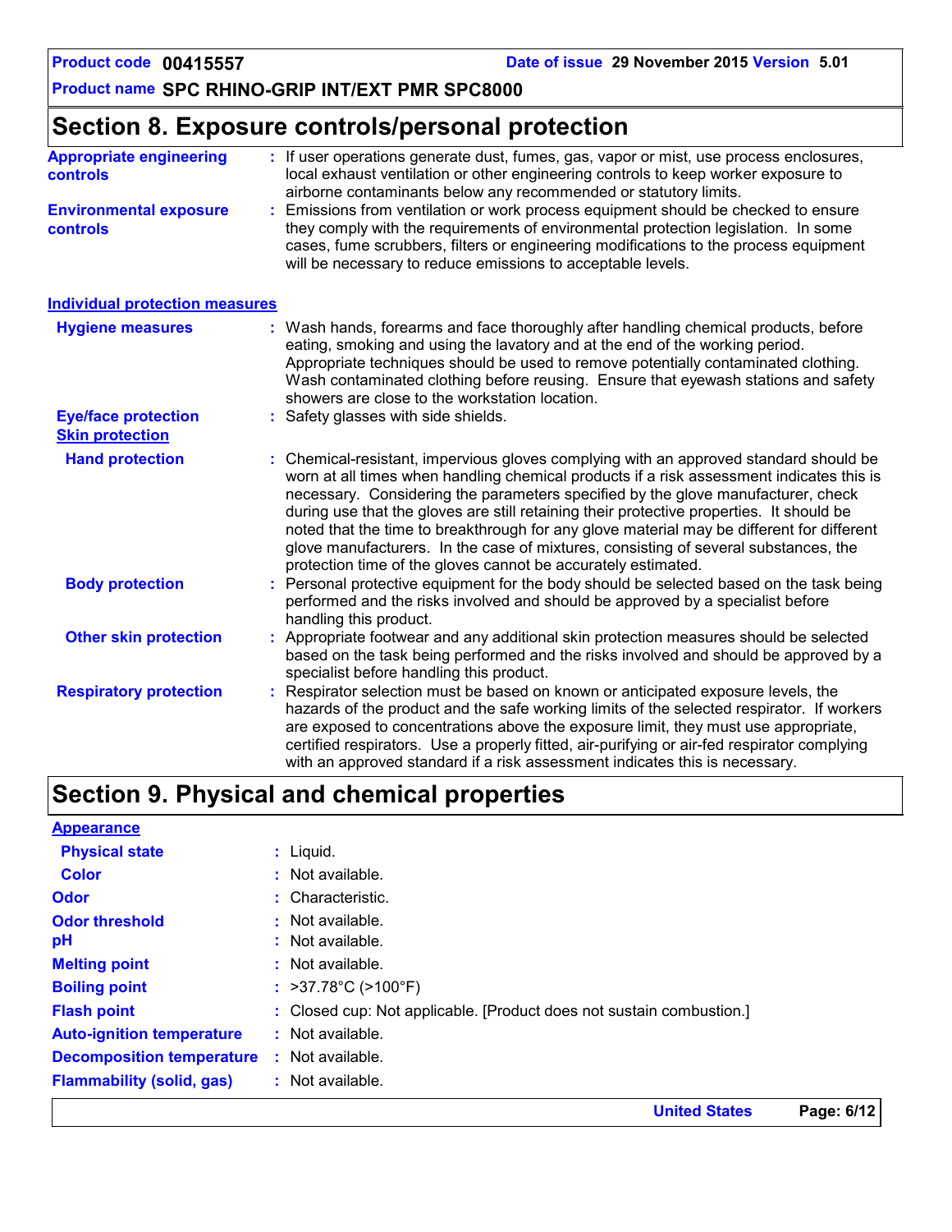## Section 8. Exposure controls/personal protection

**Appropriate engineering controls** : If user operations generate dust, fumes, gas, vapor or mist, use process enclosures, local exhaust ventilation or other engineering controls to keep worker exposure to airborne contaminants below any recommended or statutory limits.

**Environmental exposure controls** : Emissions from ventilation or work process equipment should be checked to ensure they comply with the requirements of environmental protection legislation. In some cases, fume scrubbers, filters or engineering modifications to the process equipment will be necessary to reduce emissions to acceptable levels.

### Individual protection measures

**Hygiene measures** : Wash hands, forearms and face thoroughly after handling chemical products, before eating, smoking and using the lavatory and at the end of the working period. Appropriate techniques should be used to remove potentially contaminated clothing. Wash contaminated clothing before reusing. Ensure that eyewash stations and safety showers are close to the workstation location.

**Eye/face protection** : Safety glasses with side shields.

**Skin protection**

**Hand protection** : Chemical-resistant, impervious gloves complying with an approved standard should be worn at all times when handling chemical products if a risk assessment indicates this is necessary. Considering the parameters specified by the glove manufacturer, check during use that the gloves are still retaining their protective properties. It should be noted that the time to breakthrough for any glove material may be different for different glove manufacturers. In the case of mixtures, consisting of several substances, the protection time of the gloves cannot be accurately estimated.

**Body protection** : Personal protective equipment for the body should be selected based on the task being performed and the risks involved and should be approved by a specialist before handling this product.

**Other skin protection** : Appropriate footwear and any additional skin protection measures should be selected based on the task being performed and the risks involved and should be approved by a specialist before handling this product.

**Respiratory protection** : Respirator selection must be based on known or anticipated exposure levels, the hazards of the product and the safe working limits of the selected respirator. If workers are exposed to concentrations above the exposure limit, they must use appropriate, certified respirators. Use a properly fitted, air-purifying or air-fed respirator complying with an approved standard if a risk assessment indicates this is necessary.

## Section 9. Physical and chemical properties

### Appearance

**Physical state** : Liquid.

**Color** : Not available.

**Odor** : Characteristic.

**Odor threshold** : Not available.

**pH** : Not available.

**Melting point** : Not available.

**Boiling point** : >37.78°C (>100°F)

**Flash point** : Closed cup: Not applicable. [Product does not sustain combustion.]

**Auto-ignition temperature** : Not available.

**Decomposition temperature** : Not available.

**Flammability (solid, gas)** : Not available.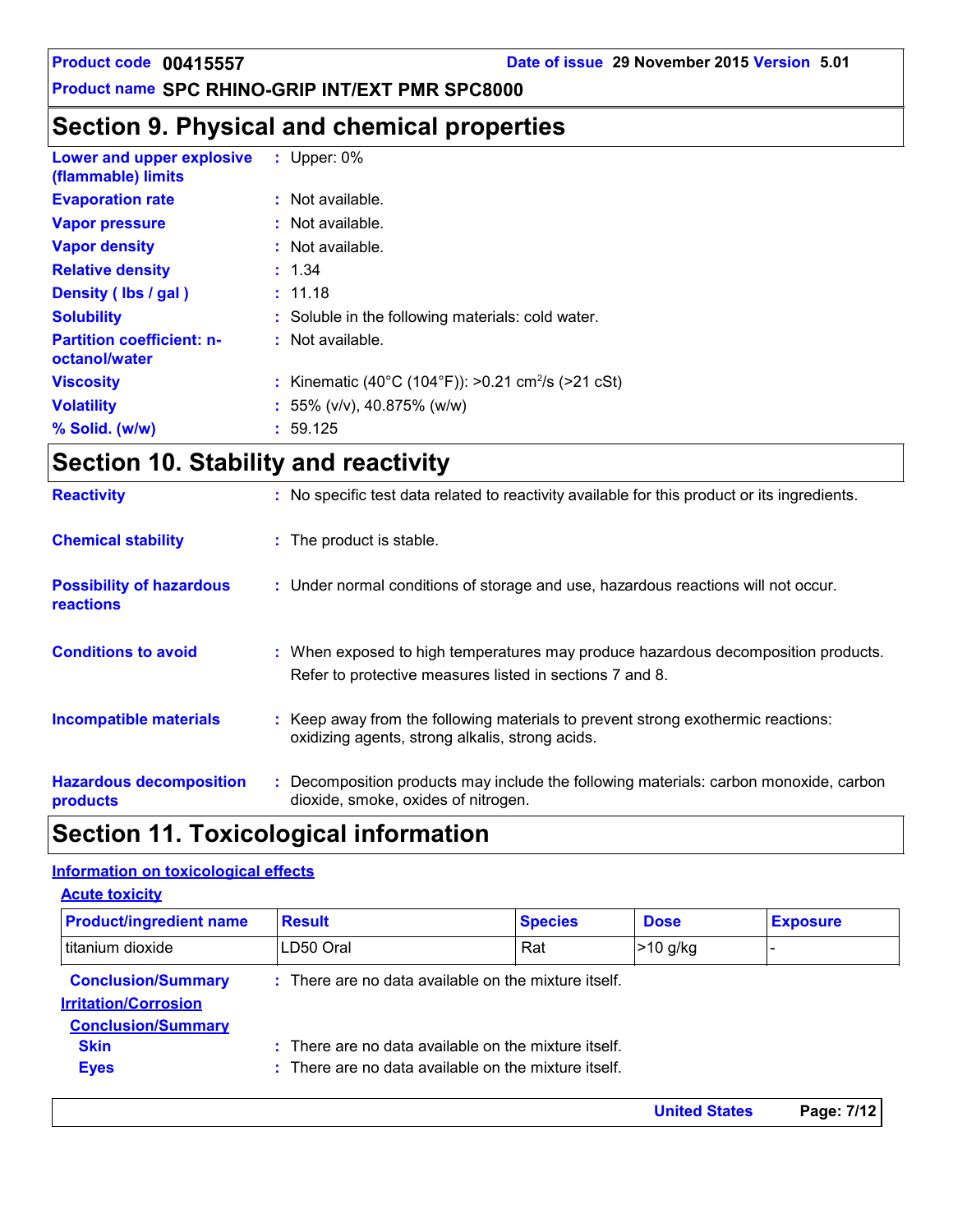# Section 9. Physical and chemical properties

**Lower and upper explosive (flammable) limits** : Upper: 0%

**Evaporation rate** : Not available.

**Vapor pressure** : Not available.

**Vapor density** : Not available.

**Relative density** : 1.34

**Density ( lbs / gal )** : 11.18

**Solubility** : Soluble in the following materials: cold water.

**Partition coefficient: n-octanol/water** : Not available.

**Viscosity** : Kinematic (40°C (104°F)): >0.21 $cm^2/s$ (>21 cSt)

**Volatility** : 55% (v/v), 40.875% (w/w)

**% Solid. (w/w)** : 59.125

# Section 10. Stability and reactivity

**Reactivity** : No specific test data related to reactivity available for this product or its ingredients.

**Chemical stability** : The product is stable.

**Possibility of hazardous reactions** : Under normal conditions of storage and use, hazardous reactions will not occur.

**Conditions to avoid** : When exposed to high temperatures may produce hazardous decomposition products. Refer to protective measures listed in sections 7 and 8.

**Incompatible materials** : Keep away from the following materials to prevent strong exothermic reactions: oxidizing agents, strong alkalis, strong acids.

**Hazardous decomposition products** : Decomposition products may include the following materials: carbon monoxide, carbon dioxide, smoke, oxides of nitrogen.

# Section 11. Toxicological information

## Information on toxicological effects

### Acute toxicity

| Product/ingredient name | Result | Species | Dose | Exposure |
|---|---|---|---|---|
| titanium dioxide | LD50 Oral | Rat | >10 g/kg | - |

**Conclusion/Summary** : There are no data available on the mixture itself.

### Irritation/Corrosion

**Conclusion/Summary**

**Skin** : There are no data available on the mixture itself.

**Eyes** : There are no data available on the mixture itself.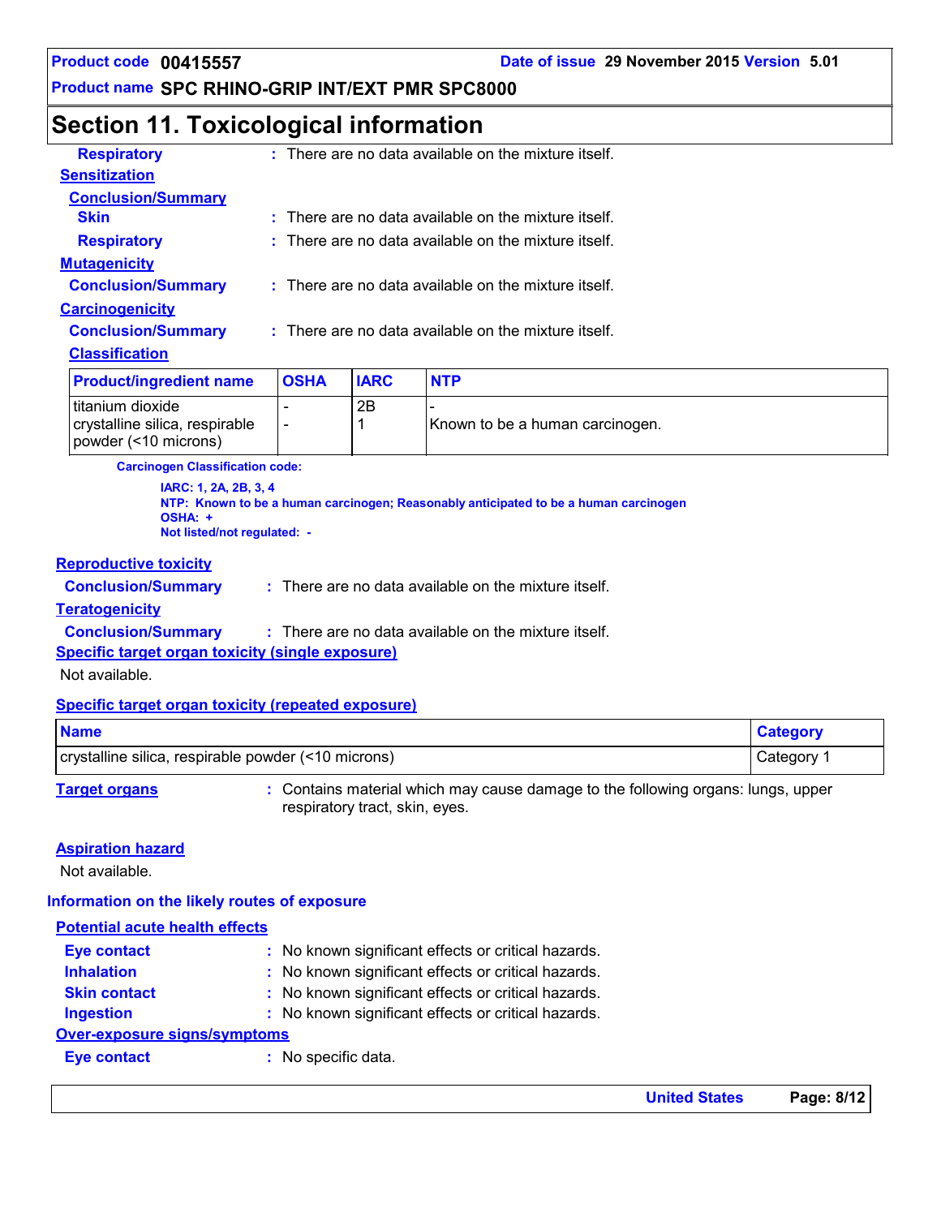## Section 11. Toxicological information

**Respiratory** : There are no data available on the mixture itself.

**Sensitization**

**Conclusion/Summary**

**Skin** : There are no data available on the mixture itself.

**Respiratory** : There are no data available on the mixture itself.

**Mutagenicity**

**Conclusion/Summary** : There are no data available on the mixture itself.

**Carcinogenicity**

**Conclusion/Summary** : There are no data available on the mixture itself.

**Classification**

| Product/ingredient name | OSHA | IARC | NTP |
|---|---|---|---|
| titanium dioxide | - | 2B | - |
| crystalline silica, respirable powder (<10 microns) | - | 1 | Known to be a human carcinogen. |

**Carcinogen Classification code:**

**IARC: 1, 2A, 2B, 3, 4**
**NTP: Known to be a human carcinogen; Reasonably anticipated to be a human carcinogen**
**OSHA: +**
**Not listed/not regulated: -**

**Reproductive toxicity**

**Conclusion/Summary** : There are no data available on the mixture itself.

**Teratogenicity**

**Conclusion/Summary** : There are no data available on the mixture itself.

**Specific target organ toxicity (single exposure)**

Not available.

**Specific target organ toxicity (repeated exposure)**

| Name | Category |
|---|---|
| crystalline silica, respirable powder (<10 microns) | Category 1 |

**Target organs** : Contains material which may cause damage to the following organs: lungs, upper respiratory tract, skin, eyes.

**Aspiration hazard**

Not available.

**Information on the likely routes of exposure**

**Potential acute health effects**

**Eye contact** : No known significant effects or critical hazards.

**Inhalation** : No known significant effects or critical hazards.

**Skin contact** : No known significant effects or critical hazards.

**Ingestion** : No known significant effects or critical hazards.

**Over-exposure signs/symptoms**

**Eye contact** : No specific data.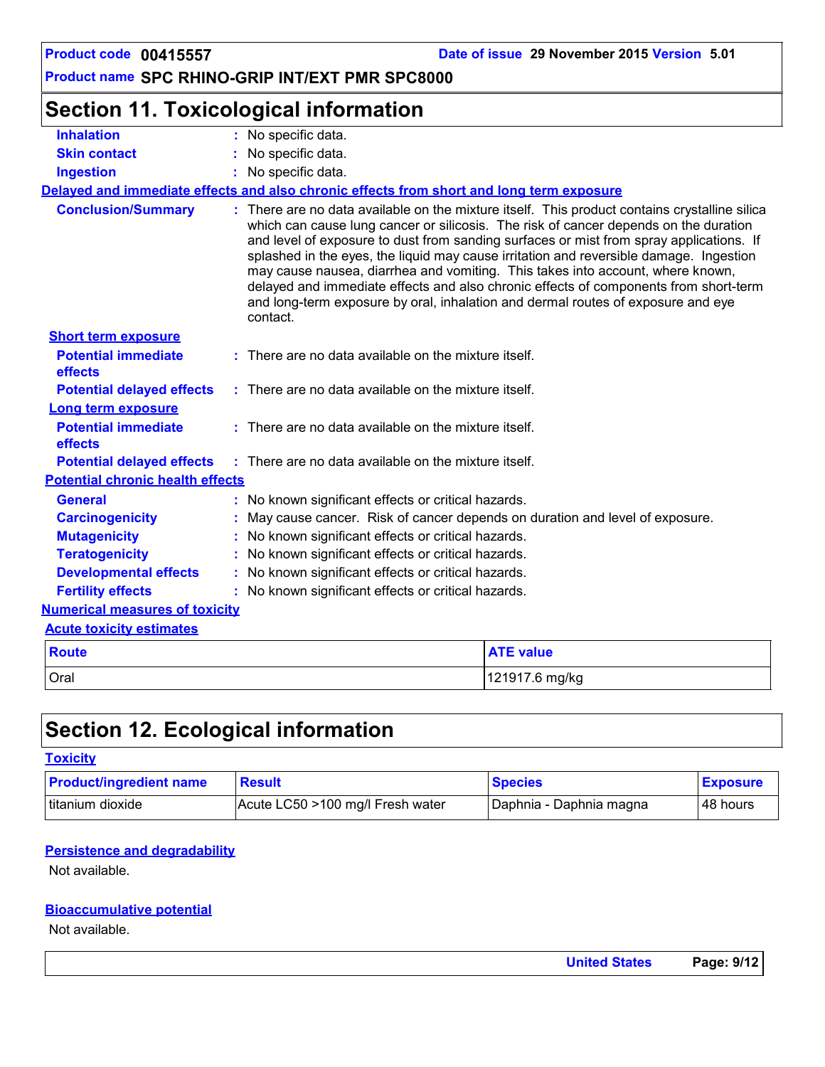## Section 11. Toxicological information

**Inhalation** : No specific data.

**Skin contact** : No specific data.

**Ingestion** : No specific data.

**Delayed and immediate effects and also chronic effects from short and long term exposure**

**Conclusion/Summary** : There are no data available on the mixture itself. This product contains crystalline silica which can cause lung cancer or silicosis. The risk of cancer depends on the duration and level of exposure to dust from sanding surfaces or mist from spray applications. If splashed in the eyes, the liquid may cause irritation and reversible damage. Ingestion may cause nausea, diarrhea and vomiting. This takes into account, where known, delayed and immediate effects and also chronic effects of components from short-term and long-term exposure by oral, inhalation and dermal routes of exposure and eye contact.

**Short term exposure**

**Potential immediate effects** : There are no data available on the mixture itself.

**Potential delayed effects** : There are no data available on the mixture itself.

**Long term exposure**

**Potential immediate effects** : There are no data available on the mixture itself.

**Potential delayed effects** : There are no data available on the mixture itself.

**Potential chronic health effects**

**General** : No known significant effects or critical hazards.

**Carcinogenicity** : May cause cancer. Risk of cancer depends on duration and level of exposure.

**Mutagenicity** : No known significant effects or critical hazards.

**Teratogenicity** : No known significant effects or critical hazards.

**Developmental effects** : No known significant effects or critical hazards.

**Fertility effects** : No known significant effects or critical hazards.

**Numerical measures of toxicity**

**Acute toxicity estimates**

| Route | ATE value |
|---|---|
| Oral | 121917.6 mg/kg |

## Section 12. Ecological information

**Toxicity**

| Product/ingredient name | Result | Species | Exposure |
|---|---|---|---|
| titanium dioxide | Acute LC50 >100 mg/l Fresh water | Daphnia - Daphnia magna | 48 hours |

**Persistence and degradability**

Not available.

**Bioaccumulative potential**

Not available.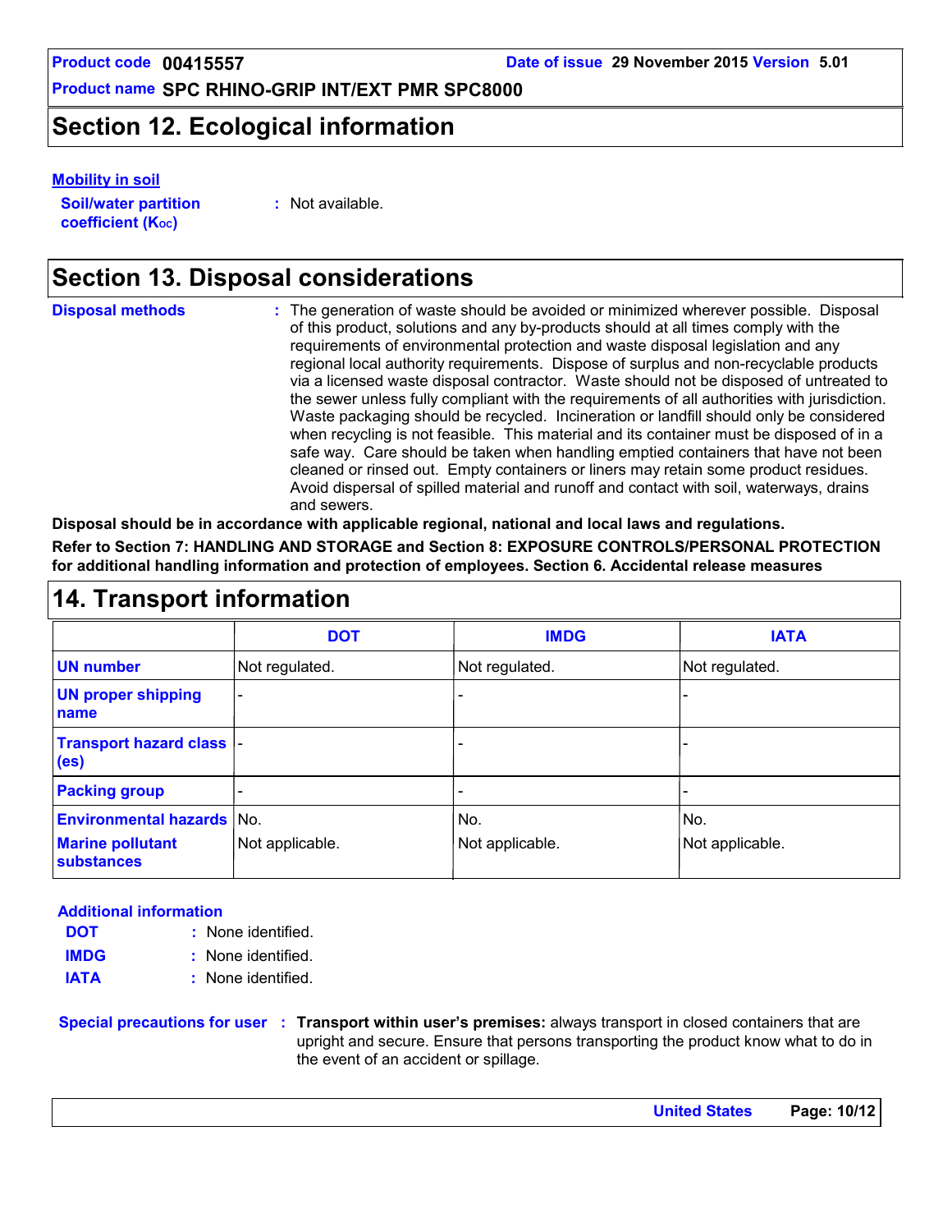## Section 12. Ecological information

**Mobility in soil**

**Soil/water partition coefficient ($K_{OC}$)** : Not available.

## Section 13. Disposal considerations

**Disposal methods** : The generation of waste should be avoided or minimized wherever possible. Disposal of this product, solutions and any by-products should at all times comply with the requirements of environmental protection and waste disposal legislation and any regional local authority requirements. Dispose of surplus and non-recyclable products via a licensed waste disposal contractor. Waste should not be disposed of untreated to the sewer unless fully compliant with the requirements of all authorities with jurisdiction. Waste packaging should be recycled. Incineration or landfill should only be considered when recycling is not feasible. This material and its container must be disposed of in a safe way. Care should be taken when handling emptied containers that have not been cleaned or rinsed out. Empty containers or liners may retain some product residues. Avoid dispersal of spilled material and runoff and contact with soil, waterways, drains and sewers.

**Disposal should be in accordance with applicable regional, national and local laws and regulations.**

**Refer to Section 7: HANDLING AND STORAGE and Section 8: EXPOSURE CONTROLS/PERSONAL PROTECTION for additional handling information and protection of employees. Section 6. Accidental release measures**

## 14. Transport information

| | DOT | IMDG | IATA |
|---|---|---|---|
| **UN number** | Not regulated. | Not regulated. | Not regulated. |
| **UN proper shipping name** | - | - | - |
| **Transport hazard class (es)** | - | - | - |
| **Packing group** | - | - | - |
| **Environmental hazards** | No. | No. | No. |
| **Marine pollutant substances** | Not applicable. | Not applicable. | Not applicable. |

**Additional information**

**DOT** : None identified.

**IMDG** : None identified.

**IATA** : None identified.

**Special precautions for user** : **Transport within user's premises:** always transport in closed containers that are upright and secure. Ensure that persons transporting the product know what to do in the event of an accident or spillage.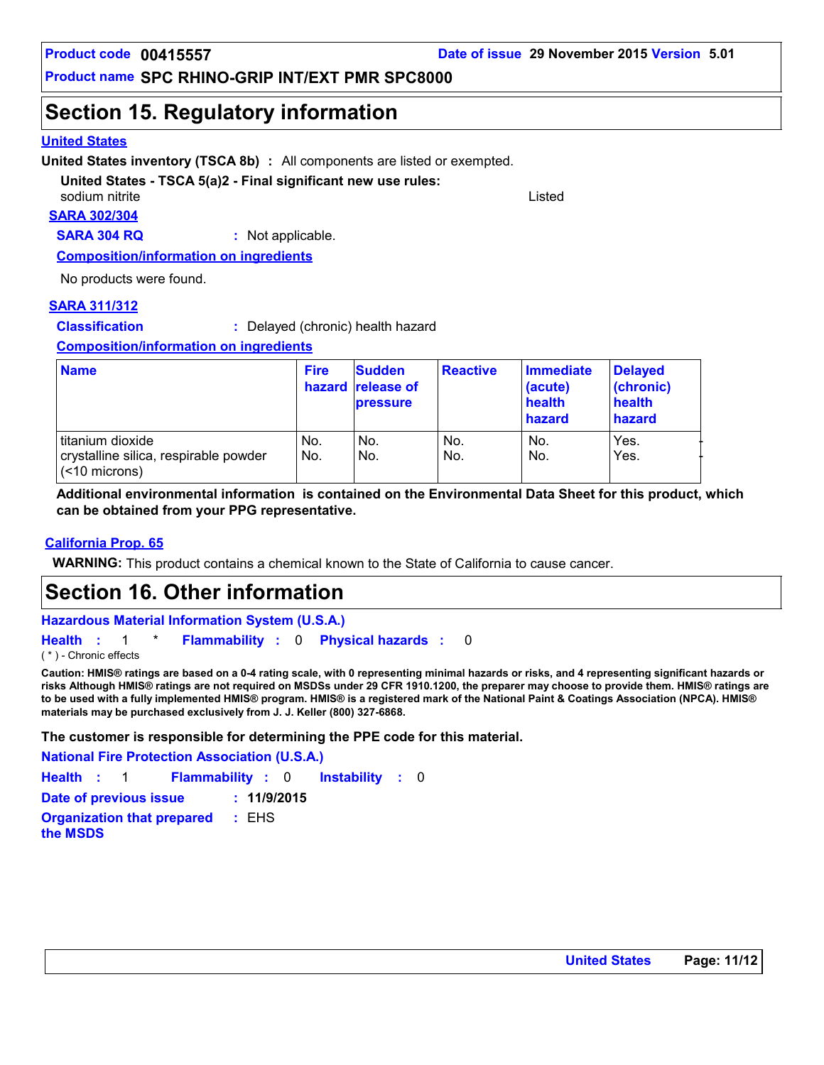Product code **00415557** Date of issue **29 November 2015** Version **5.01**

Product name **SPC RHINO-GRIP INT/EXT PMR SPC8000**

# Section 15. Regulatory information

**United States**

**United States inventory (TSCA 8b)** : All components are listed or exempted.

**United States - TSCA 5(a)2 - Final significant new use rules:**

sodium nitrite — Listed

**SARA 302/304**

**SARA 304 RQ** : Not applicable.

**Composition/information on ingredients**

No products were found.

**SARA 311/312**

**Classification** : Delayed (chronic) health hazard

**Composition/information on ingredients**

| Name | Fire hazard | Sudden release of pressure | Reactive | Immediate (acute) health hazard | Delayed (chronic) health hazard |
|---|---|---|---|---|---|
| titanium dioxide | No. | No. | No. | No. | Yes. |
| crystalline silica, respirable powder (<10 microns) | No. | No. | No. | No. | Yes. |

**Additional environmental information is contained on the Environmental Data Sheet for this product, which can be obtained from your PPG representative.**

**California Prop. 65**

**WARNING:** This product contains a chemical known to the State of California to cause cancer.

# Section 16. Other information

**Hazardous Material Information System (U.S.A.)**

**Health** : 1 * **Flammability** : 0 **Physical hazards** : 0

( * ) - Chronic effects

**Caution: HMIS® ratings are based on a 0-4 rating scale, with 0 representing minimal hazards or risks, and 4 representing significant hazards or risks Although HMIS® ratings are not required on MSDSs under 29 CFR 1910.1200, the preparer may choose to provide them. HMIS® ratings are to be used with a fully implemented HMIS® program. HMIS® is a registered mark of the National Paint & Coatings Association (NPCA). HMIS® materials may be purchased exclusively from J. J. Keller (800) 327-6868.**

**The customer is responsible for determining the PPE code for this material.**

**National Fire Protection Association (U.S.A.)**

**Health** : 1 **Flammability** : 0 **Instability** : 0

**Date of previous issue** : **11/9/2015**

**Organization that prepared the MSDS** : EHS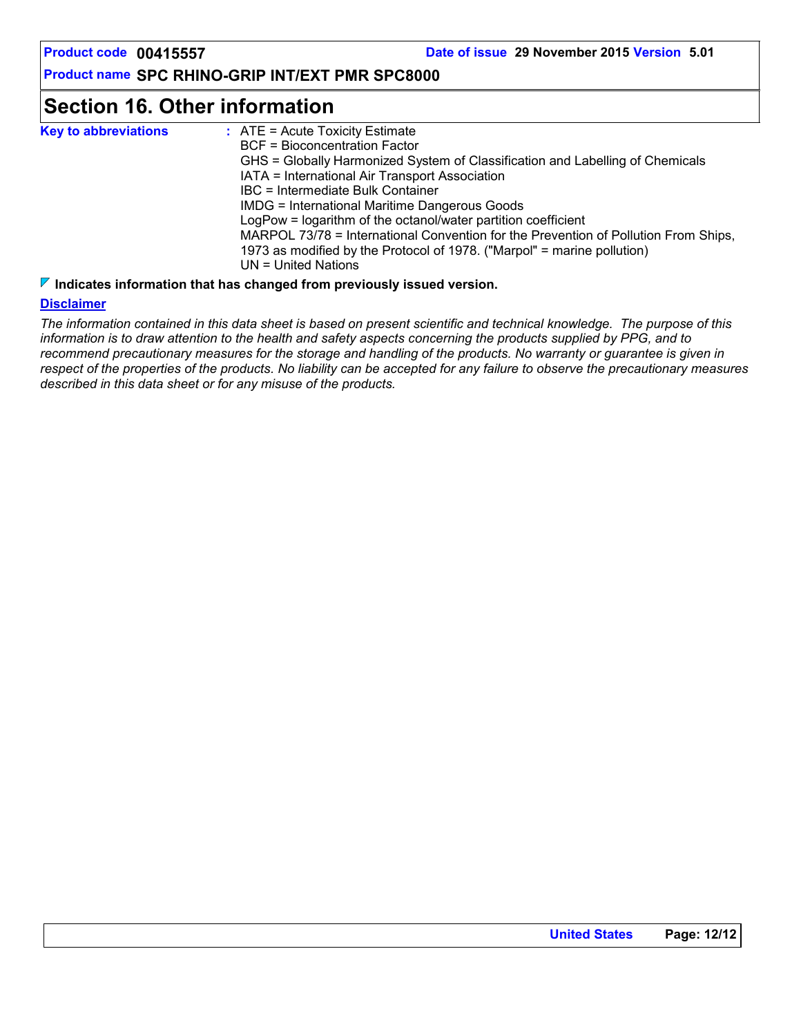## Section 16. Other information

**Key to abbreviations** : ATE = Acute Toxicity Estimate
BCF = Bioconcentration Factor
GHS = Globally Harmonized System of Classification and Labelling of Chemicals
IATA = International Air Transport Association
IBC = Intermediate Bulk Container
IMDG = International Maritime Dangerous Goods
LogPow = logarithm of the octanol/water partition coefficient
MARPOL 73/78 = International Convention for the Prevention of Pollution From Ships, 1973 as modified by the Protocol of 1978. ("Marpol" = marine pollution)
UN = United Nations

**Indicates information that has changed from previously issued version.**

**Disclaimer**

*The information contained in this data sheet is based on present scientific and technical knowledge. The purpose of this information is to draw attention to the health and safety aspects concerning the products supplied by PPG, and to recommend precautionary measures for the storage and handling of the products. No warranty or guarantee is given in respect of the properties of the products. No liability can be accepted for any failure to observe the precautionary measures described in this data sheet or for any misuse of the products.*